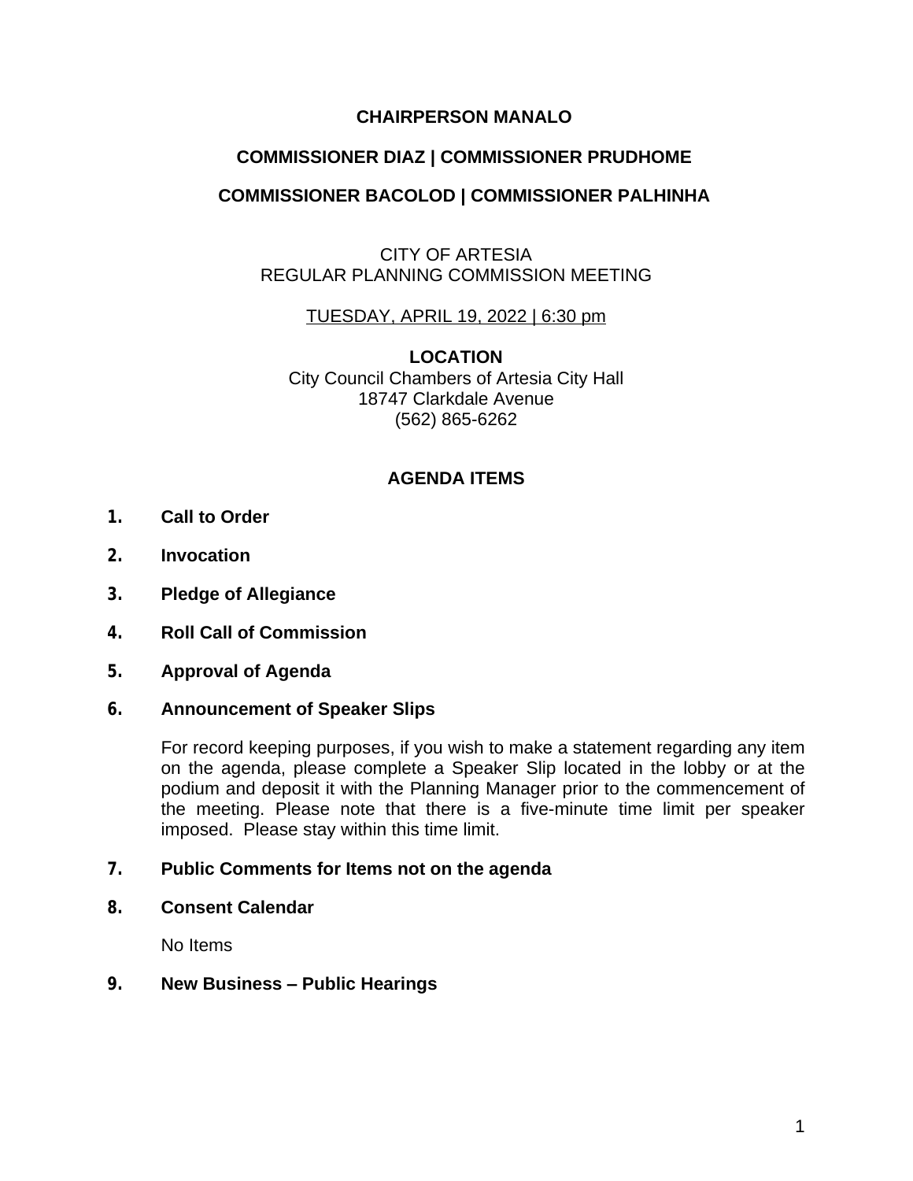**CHAIRPERSON MANALO**

**COMMISSIONER DIAZ | COMMISSIONER PRUDHOME**

**COMMISSIONER BACOLOD | COMMISSIONER PALHINHA**

CITY OF ARTESIA
REGULAR PLANNING COMMISSION MEETING

TUESDAY, APRIL 19, 2022 | 6:30 pm

**LOCATION**
City Council Chambers of Artesia City Hall
18747 Clarkdale Avenue
(562) 865-6262

## AGENDA ITEMS

1. **Call to Order**

2. **Invocation**

3. **Pledge of Allegiance**

4. **Roll Call of Commission**

5. **Approval of Agenda**

6. **Announcement of Speaker Slips**

   For record keeping purposes, if you wish to make a statement regarding any item on the agenda, please complete a Speaker Slip located in the lobby or at the podium and deposit it with the Planning Manager prior to the commencement of the meeting. Please note that there is a five-minute time limit per speaker imposed. Please stay within this time limit.

7. **Public Comments for Items not on the agenda**

8. **Consent Calendar**

   No Items

9. **New Business – Public Hearings**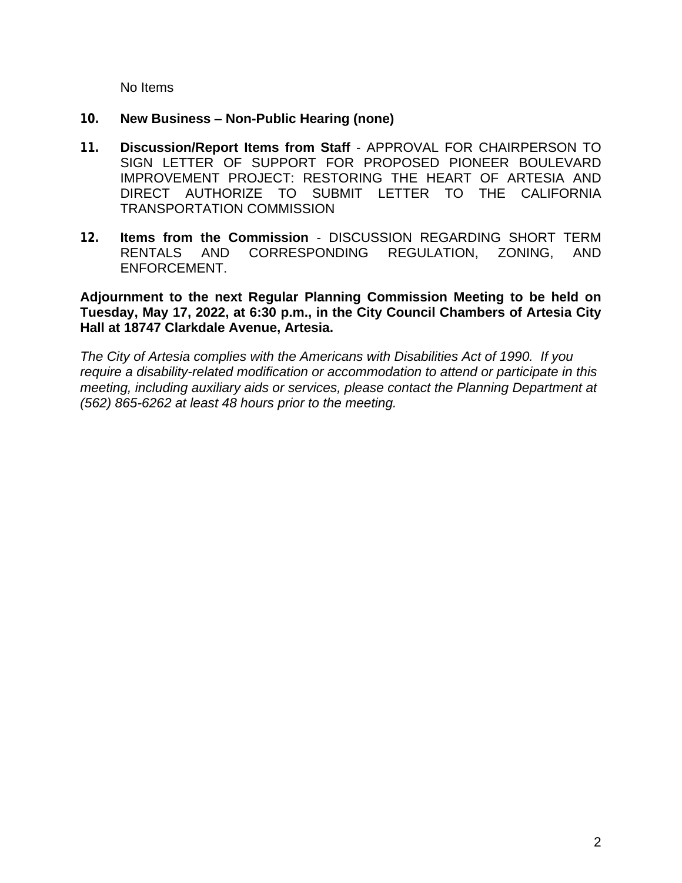No Items

**10. New Business – Non-Public Hearing (none)**

**11. Discussion/Report Items from Staff** - APPROVAL FOR CHAIRPERSON TO SIGN LETTER OF SUPPORT FOR PROPOSED PIONEER BOULEVARD IMPROVEMENT PROJECT: RESTORING THE HEART OF ARTESIA AND DIRECT AUTHORIZE TO SUBMIT LETTER TO THE CALIFORNIA TRANSPORTATION COMMISSION

**12. Items from the Commission** - DISCUSSION REGARDING SHORT TERM RENTALS AND CORRESPONDING REGULATION, ZONING, AND ENFORCEMENT.

**Adjournment to the next Regular Planning Commission Meeting to be held on Tuesday, May 17, 2022, at 6:30 p.m., in the City Council Chambers of Artesia City Hall at 18747 Clarkdale Avenue, Artesia.**

*The City of Artesia complies with the Americans with Disabilities Act of 1990. If you require a disability-related modification or accommodation to attend or participate in this meeting, including auxiliary aids or services, please contact the Planning Department at (562) 865-6262 at least 48 hours prior to the meeting.*